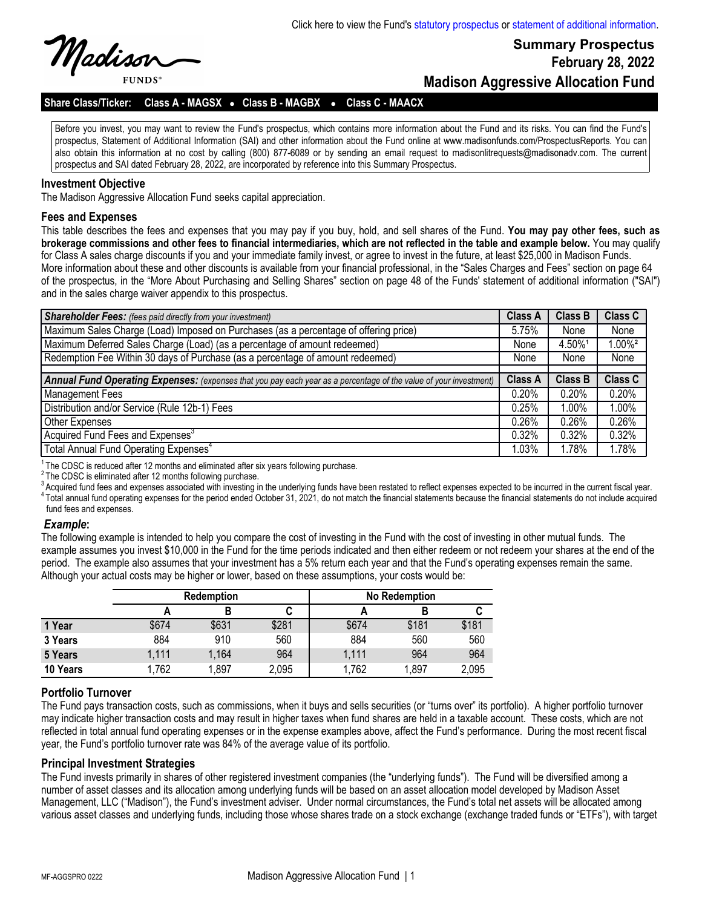Click here to view the Fund's statutory prospectus or statement of additional information.

Madison FUNDS®

# Summary Prospectus
## February 28, 2022
# Madison Aggressive Allocation Fund

**Share Class/Ticker: Class A - MAGSX • Class B - MAGBX • Class C - MAACX**

Before you invest, you may want to review the Fund's prospectus, which contains more information about the Fund and its risks. You can find the Fund's prospectus, Statement of Additional Information (SAI) and other information about the Fund online at www.madisonfunds.com/ProspectusReports. You can also obtain this information at no cost by calling (800) 877-6089 or by sending an email request to madisonlitrequests@madisonadv.com. The current prospectus and SAI dated February 28, 2022, are incorporated by reference into this Summary Prospectus.

### Investment Objective

The Madison Aggressive Allocation Fund seeks capital appreciation.

### Fees and Expenses

This table describes the fees and expenses that you may pay if you buy, hold, and sell shares of the Fund. **You may pay other fees, such as brokerage commissions and other fees to financial intermediaries, which are not reflected in the table and example below.** You may qualify for Class A sales charge discounts if you and your immediate family invest, or agree to invest in the future, at least $25,000 in Madison Funds. More information about these and other discounts is available from your financial professional, in the "Sales Charges and Fees" section on page 64 of the prospectus, in the "More About Purchasing and Selling Shares" section on page 48 of the Funds' statement of additional information ("SAI") and in the sales charge waiver appendix to this prospectus.

| ***Shareholder Fees:*** *(fees paid directly from your investment)* | Class A | Class B | Class C |
|---|---|---|---|
| Maximum Sales Charge (Load) Imposed on Purchases (as a percentage of offering price) | 5.75% | None | None |
| Maximum Deferred Sales Charge (Load) (as a percentage of amount redeemed) | None | 4.50%[1] | 1.00%[2] |
| Redemption Fee Within 30 days of Purchase (as a percentage of amount redeemed) | None | None | None |
| | | | |
| ***Annual Fund Operating Expenses:*** *(expenses that you pay each year as a percentage of the value of your investment)* | **Class A** | **Class B** | **Class C** |
| Management Fees | 0.20% | 0.20% | 0.20% |
| Distribution and/or Service (Rule 12b-1) Fees | 0.25% | 1.00% | 1.00% |
| Other Expenses | 0.26% | 0.26% | 0.26% |
| Acquired Fund Fees and Expenses[3] | 0.32% | 0.32% | 0.32% |
| Total Annual Fund Operating Expenses[4] | 1.03% | 1.78% | 1.78% |

[1] The CDSC is reduced after 12 months and eliminated after six years following purchase.
[2] The CDSC is eliminated after 12 months following purchase.
[3] Acquired fund fees and expenses associated with investing in the underlying funds have been restated to reflect expenses expected to be incurred in the current fiscal year.
[4] Total annual fund operating expenses for the period ended October 31, 2021, do not match the financial statements because the financial statements do not include acquired fund fees and expenses.

#### *Example*:

The following example is intended to help you compare the cost of investing in the Fund with the cost of investing in other mutual funds. The example assumes you invest $10,000 in the Fund for the time periods indicated and then either redeem or not redeem your shares at the end of the period. The example also assumes that your investment has a 5% return each year and that the Fund's operating expenses remain the same. Although your actual costs may be higher or lower, based on these assumptions, your costs would be:

| | Redemption | | | No Redemption | | |
|---|---|---|---|---|---|---|
| | **A** | **B** | **C** | **A** | **B** | **C** |
| **1 Year** | $674 | $631 | $281 | $674 | $181 | $181 |
| **3 Years** | 884 | 910 | 560 | 884 | 560 | 560 |
| **5 Years** | 1,111 | 1,164 | 964 | 1,111 | 964 | 964 |
| **10 Years** | 1,762 | 1,897 | 2,095 | 1,762 | 1,897 | 2,095 |

### Portfolio Turnover

The Fund pays transaction costs, such as commissions, when it buys and sells securities (or "turns over" its portfolio). A higher portfolio turnover may indicate higher transaction costs and may result in higher taxes when fund shares are held in a taxable account. These costs, which are not reflected in total annual fund operating expenses or in the expense examples above, affect the Fund's performance. During the most recent fiscal year, the Fund's portfolio turnover rate was 84% of the average value of its portfolio.

### Principal Investment Strategies

The Fund invests primarily in shares of other registered investment companies (the "underlying funds"). The Fund will be diversified among a number of asset classes and its allocation among underlying funds will be based on an asset allocation model developed by Madison Asset Management, LLC ("Madison"), the Fund's investment adviser. Under normal circumstances, the Fund's total net assets will be allocated among various asset classes and underlying funds, including those whose shares trade on a stock exchange (exchange traded funds or "ETFs"), with target

MF-AGGSPRO 0222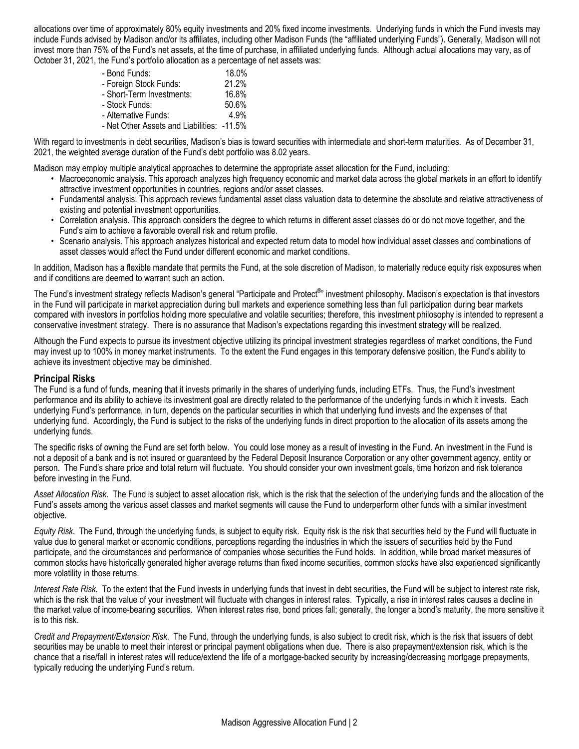allocations over time of approximately 80% equity investments and 20% fixed income investments. Underlying funds in which the Fund invests may include Funds advised by Madison and/or its affiliates, including other Madison Funds (the "affiliated underlying Funds"). Generally, Madison will not invest more than 75% of the Fund's net assets, at the time of purchase, in affiliated underlying funds. Although actual allocations may vary, as of October 31, 2021, the Fund's portfolio allocation as a percentage of net assets was:

| | |
|---|---|
| - Bond Funds: | 18.0% |
| - Foreign Stock Funds: | 21.2% |
| - Short-Term Investments: | 16.8% |
| - Stock Funds: | 50.6% |
| - Alternative Funds: | 4.9% |
| - Net Other Assets and Liabilities: | -11.5% |

With regard to investments in debt securities, Madison's bias is toward securities with intermediate and short-term maturities. As of December 31, 2021, the weighted average duration of the Fund's debt portfolio was 8.02 years.

Madison may employ multiple analytical approaches to determine the appropriate asset allocation for the Fund, including:

- Macroeconomic analysis. This approach analyzes high frequency economic and market data across the global markets in an effort to identify attractive investment opportunities in countries, regions and/or asset classes.
- Fundamental analysis. This approach reviews fundamental asset class valuation data to determine the absolute and relative attractiveness of existing and potential investment opportunities.
- Correlation analysis. This approach considers the degree to which returns in different asset classes do or do not move together, and the Fund's aim to achieve a favorable overall risk and return profile.
- Scenario analysis. This approach analyzes historical and expected return data to model how individual asset classes and combinations of asset classes would affect the Fund under different economic and market conditions.

In addition, Madison has a flexible mandate that permits the Fund, at the sole discretion of Madison, to materially reduce equity risk exposures when and if conditions are deemed to warrant such an action.

The Fund's investment strategy reflects Madison's general "Participate and Protect®" investment philosophy. Madison's expectation is that investors in the Fund will participate in market appreciation during bull markets and experience something less than full participation during bear markets compared with investors in portfolios holding more speculative and volatile securities; therefore, this investment philosophy is intended to represent a conservative investment strategy. There is no assurance that Madison's expectations regarding this investment strategy will be realized.

Although the Fund expects to pursue its investment objective utilizing its principal investment strategies regardless of market conditions, the Fund may invest up to 100% in money market instruments. To the extent the Fund engages in this temporary defensive position, the Fund's ability to achieve its investment objective may be diminished.

## Principal Risks

The Fund is a fund of funds, meaning that it invests primarily in the shares of underlying funds, including ETFs. Thus, the Fund's investment performance and its ability to achieve its investment goal are directly related to the performance of the underlying funds in which it invests. Each underlying Fund's performance, in turn, depends on the particular securities in which that underlying fund invests and the expenses of that underlying fund. Accordingly, the Fund is subject to the risks of the underlying funds in direct proportion to the allocation of its assets among the underlying funds.

The specific risks of owning the Fund are set forth below. You could lose money as a result of investing in the Fund. An investment in the Fund is not a deposit of a bank and is not insured or guaranteed by the Federal Deposit Insurance Corporation or any other government agency, entity or person. The Fund's share price and total return will fluctuate. You should consider your own investment goals, time horizon and risk tolerance before investing in the Fund.

*Asset Allocation Risk.* The Fund is subject to asset allocation risk, which is the risk that the selection of the underlying funds and the allocation of the Fund's assets among the various asset classes and market segments will cause the Fund to underperform other funds with a similar investment objective.

*Equity Risk*. The Fund, through the underlying funds, is subject to equity risk. Equity risk is the risk that securities held by the Fund will fluctuate in value due to general market or economic conditions, perceptions regarding the industries in which the issuers of securities held by the Fund participate, and the circumstances and performance of companies whose securities the Fund holds. In addition, while broad market measures of common stocks have historically generated higher average returns than fixed income securities, common stocks have also experienced significantly more volatility in those returns.

*Interest Rate Risk*. To the extent that the Fund invests in underlying funds that invest in debt securities, the Fund will be subject to interest rate risk, which is the risk that the value of your investment will fluctuate with changes in interest rates. Typically, a rise in interest rates causes a decline in the market value of income-bearing securities. When interest rates rise, bond prices fall; generally, the longer a bond's maturity, the more sensitive it is to this risk.

*Credit and Prepayment/Extension Risk*. The Fund, through the underlying funds, is also subject to credit risk, which is the risk that issuers of debt securities may be unable to meet their interest or principal payment obligations when due. There is also prepayment/extension risk, which is the chance that a rise/fall in interest rates will reduce/extend the life of a mortgage-backed security by increasing/decreasing mortgage prepayments, typically reducing the underlying Fund's return.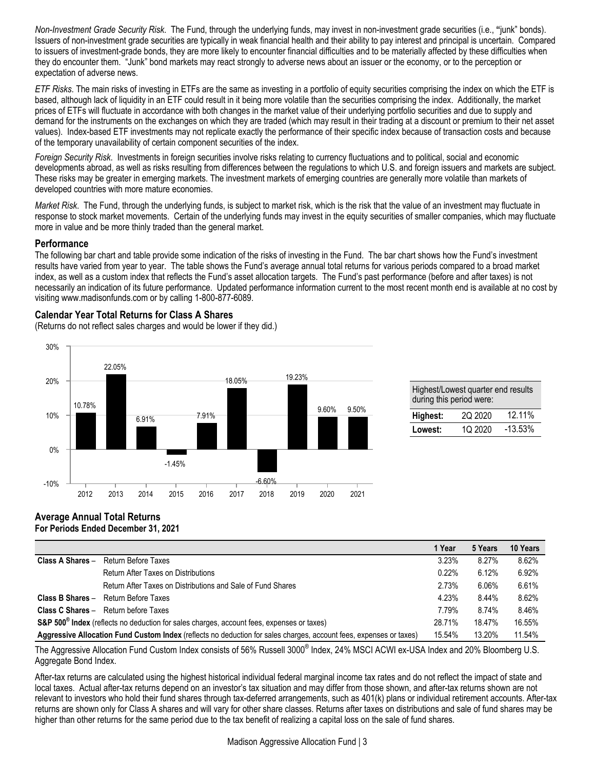*Non-Investment Grade Security Risk*. The Fund, through the underlying funds, may invest in non-investment grade securities (i.e., "junk" bonds). Issuers of non-investment grade securities are typically in weak financial health and their ability to pay interest and principal is uncertain. Compared to issuers of investment-grade bonds, they are more likely to encounter financial difficulties and to be materially affected by these difficulties when they do encounter them. "Junk" bond markets may react strongly to adverse news about an issuer or the economy, or to the perception or expectation of adverse news.

*ETF Risks*. The main risks of investing in ETFs are the same as investing in a portfolio of equity securities comprising the index on which the ETF is based, although lack of liquidity in an ETF could result in it being more volatile than the securities comprising the index. Additionally, the market prices of ETFs will fluctuate in accordance with both changes in the market value of their underlying portfolio securities and due to supply and demand for the instruments on the exchanges on which they are traded (which may result in their trading at a discount or premium to their net asset values). Index-based ETF investments may not replicate exactly the performance of their specific index because of transaction costs and because of the temporary unavailability of certain component securities of the index.

*Foreign Security Risk*. Investments in foreign securities involve risks relating to currency fluctuations and to political, social and economic developments abroad, as well as risks resulting from differences between the regulations to which U.S. and foreign issuers and markets are subject. These risks may be greater in emerging markets. The investment markets of emerging countries are generally more volatile than markets of developed countries with more mature economies.

*Market Risk*. The Fund, through the underlying funds, is subject to market risk, which is the risk that the value of an investment may fluctuate in response to stock market movements. Certain of the underlying funds may invest in the equity securities of smaller companies, which may fluctuate more in value and be more thinly traded than the general market.

### Performance

The following bar chart and table provide some indication of the risks of investing in the Fund. The bar chart shows how the Fund's investment results have varied from year to year. The table shows the Fund's average annual total returns for various periods compared to a broad market index, as well as a custom index that reflects the Fund's asset allocation targets. The Fund's past performance (before and after taxes) is not necessarily an indication of its future performance. Updated performance information current to the most recent month end is available at no cost by visiting www.madisonfunds.com or by calling 1-800-877-6089.

### Calendar Year Total Returns for Class A Shares

(Returns do not reflect sales charges and would be lower if they did.)

| Year | Return |
|---|---|
| 2012 | 10.78% |
| 2013 | 22.05% |
| 2014 | 6.91% |
| 2015 | -1.45% |
| 2016 | 7.91% |
| 2017 | 18.05% |
| 2018 | -6.60% |
| 2019 | 19.23% |
| 2020 | 9.60% |
| 2021 | 9.50% |

| Highest/Lowest quarter end results during this period were: | | |
|---|---|---|
| **Highest:** | 2Q 2020 | 12.11% |
| **Lowest:** | 1Q 2020 | -13.53% |

### Average Annual Total Returns
**For Periods Ended December 31, 2021**

| | | 1 Year | 5 Years | 10 Years |
|---|---|---|---|---|
| **Class A Shares** – | Return Before Taxes | 3.23% | 8.27% | 8.62% |
| | Return After Taxes on Distributions | 0.22% | 6.12% | 6.92% |
| | Return After Taxes on Distributions and Sale of Fund Shares | 2.73% | 6.06% | 6.61% |
| **Class B Shares** – | Return Before Taxes | 4.23% | 8.44% | 8.62% |
| **Class C Shares** – | Return before Taxes | 7.79% | 8.74% | 8.46% |
| **S&P 500® Index** (reflects no deduction for sales charges, account fees, expenses or taxes) | | 28.71% | 18.47% | 16.55% |
| **Aggressive Allocation Fund Custom Index** (reflects no deduction for sales charges, account fees, expenses or taxes) | | 15.54% | 13.20% | 11.54% |

The Aggressive Allocation Fund Custom Index consists of 56% Russell 3000® Index, 24% MSCI ACWI ex-USA Index and 20% Bloomberg U.S. Aggregate Bond Index.

After-tax returns are calculated using the highest historical individual federal marginal income tax rates and do not reflect the impact of state and local taxes. Actual after-tax returns depend on an investor's tax situation and may differ from those shown, and after-tax returns shown are not relevant to investors who hold their fund shares through tax-deferred arrangements, such as 401(k) plans or individual retirement accounts. After-tax returns are shown only for Class A shares and will vary for other share classes. Returns after taxes on distributions and sale of fund shares may be higher than other returns for the same period due to the tax benefit of realizing a capital loss on the sale of fund shares.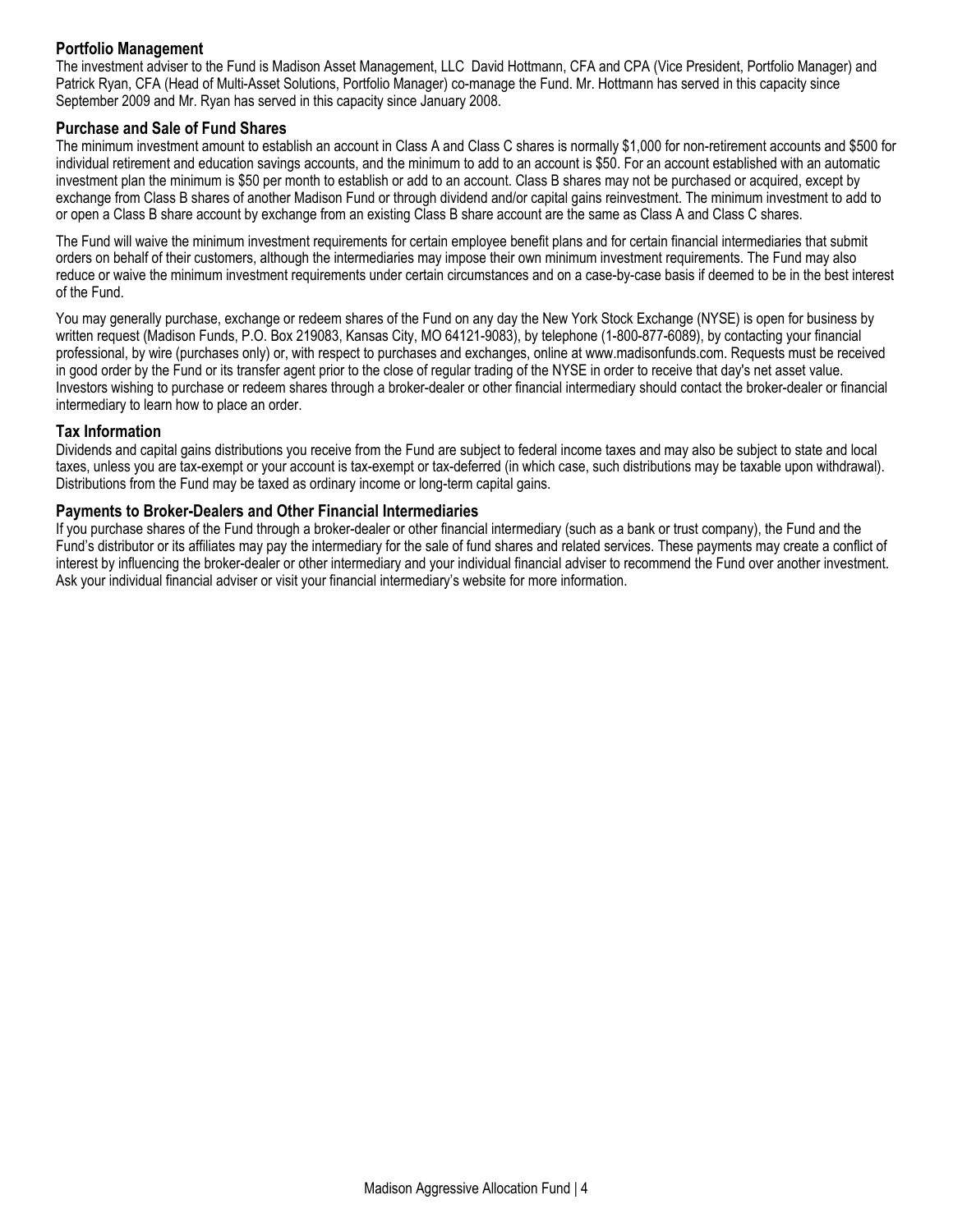### Portfolio Management

The investment adviser to the Fund is Madison Asset Management, LLC  David Hottmann, CFA and CPA (Vice President, Portfolio Manager) and Patrick Ryan, CFA (Head of Multi-Asset Solutions, Portfolio Manager) co-manage the Fund. Mr. Hottmann has served in this capacity since September 2009 and Mr. Ryan has served in this capacity since January 2008.

### Purchase and Sale of Fund Shares

The minimum investment amount to establish an account in Class A and Class C shares is normally $1,000 for non-retirement accounts and $500 for individual retirement and education savings accounts, and the minimum to add to an account is $50. For an account established with an automatic investment plan the minimum is $50 per month to establish or add to an account. Class B shares may not be purchased or acquired, except by exchange from Class B shares of another Madison Fund or through dividend and/or capital gains reinvestment. The minimum investment to add to or open a Class B share account by exchange from an existing Class B share account are the same as Class A and Class C shares.

The Fund will waive the minimum investment requirements for certain employee benefit plans and for certain financial intermediaries that submit orders on behalf of their customers, although the intermediaries may impose their own minimum investment requirements. The Fund may also reduce or waive the minimum investment requirements under certain circumstances and on a case-by-case basis if deemed to be in the best interest of the Fund.

You may generally purchase, exchange or redeem shares of the Fund on any day the New York Stock Exchange (NYSE) is open for business by written request (Madison Funds, P.O. Box 219083, Kansas City, MO 64121-9083), by telephone (1-800-877-6089), by contacting your financial professional, by wire (purchases only) or, with respect to purchases and exchanges, online at www.madisonfunds.com. Requests must be received in good order by the Fund or its transfer agent prior to the close of regular trading of the NYSE in order to receive that day's net asset value. Investors wishing to purchase or redeem shares through a broker-dealer or other financial intermediary should contact the broker-dealer or financial intermediary to learn how to place an order.

### Tax Information

Dividends and capital gains distributions you receive from the Fund are subject to federal income taxes and may also be subject to state and local taxes, unless you are tax-exempt or your account is tax-exempt or tax-deferred (in which case, such distributions may be taxable upon withdrawal). Distributions from the Fund may be taxed as ordinary income or long-term capital gains.

### Payments to Broker-Dealers and Other Financial Intermediaries

If you purchase shares of the Fund through a broker-dealer or other financial intermediary (such as a bank or trust company), the Fund and the Fund's distributor or its affiliates may pay the intermediary for the sale of fund shares and related services. These payments may create a conflict of interest by influencing the broker-dealer or other intermediary and your individual financial adviser to recommend the Fund over another investment. Ask your individual financial adviser or visit your financial intermediary's website for more information.